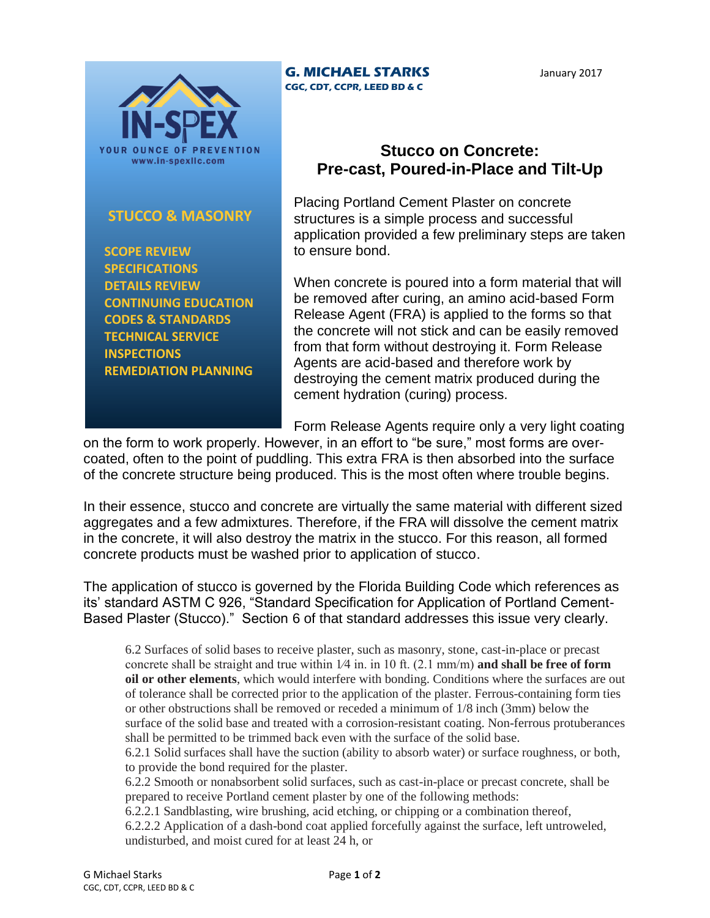IN-SPEX
YOUR OUNCE OF PREVENTION
www.in-spexllc.com

**STUCCO & MASONRY**

- SCOPE REVIEW
- SPECIFICATIONS
- DETAILS REVIEW
- CONTINUING EDUCATION
- CODES & STANDARDS
- TECHNICAL SERVICE
- INSPECTIONS
- REMEDIATION PLANNING

**G. MICHAEL STARKS**
**CGC, CDT, CCPR, LEED BD & C**

January 2017

# Stucco on Concrete: Pre-cast, Poured-in-Place and Tilt-Up

Placing Portland Cement Plaster on concrete structures is a simple process and successful application provided a few preliminary steps are taken to ensure bond.

When concrete is poured into a form material that will be removed after curing, an amino acid-based Form Release Agent (FRA) is applied to the forms so that the concrete will not stick and can be easily removed from that form without destroying it. Form Release Agents are acid-based and therefore work by destroying the cement matrix produced during the cement hydration (curing) process.

Form Release Agents require only a very light coating on the form to work properly. However, in an effort to "be sure," most forms are over-coated, often to the point of puddling. This extra FRA is then absorbed into the surface of the concrete structure being produced. This is the most often where trouble begins.

In their essence, stucco and concrete are virtually the same material with different sized aggregates and a few admixtures. Therefore, if the FRA will dissolve the cement matrix in the concrete, it will also destroy the matrix in the stucco. For this reason, all formed concrete products must be washed prior to application of stucco.

The application of stucco is governed by the Florida Building Code which references as its' standard ASTM C 926, "Standard Specification for Application of Portland Cement-Based Plaster (Stucco)." Section 6 of that standard addresses this issue very clearly.

> 6.2 Surfaces of solid bases to receive plaster, such as masonry, stone, cast-in-place or precast concrete shall be straight and true within 1⁄4 in. in 10 ft. (2.1 mm/m) **and shall be free of form oil or other elements**, which would interfere with bonding. Conditions where the surfaces are out of tolerance shall be corrected prior to the application of the plaster. Ferrous-containing form ties or other obstructions shall be removed or receded a minimum of 1/8 inch (3mm) below the surface of the solid base and treated with a corrosion-resistant coating. Non-ferrous protuberances shall be permitted to be trimmed back even with the surface of the solid base.
> 6.2.1 Solid surfaces shall have the suction (ability to absorb water) or surface roughness, or both, to provide the bond required for the plaster.
> 6.2.2 Smooth or nonabsorbent solid surfaces, such as cast-in-place or precast concrete, shall be prepared to receive Portland cement plaster by one of the following methods:
> 6.2.2.1 Sandblasting, wire brushing, acid etching, or chipping or a combination thereof,
> 6.2.2.2 Application of a dash-bond coat applied forcefully against the surface, left untroweled, undisturbed, and moist cured for at least 24 h, or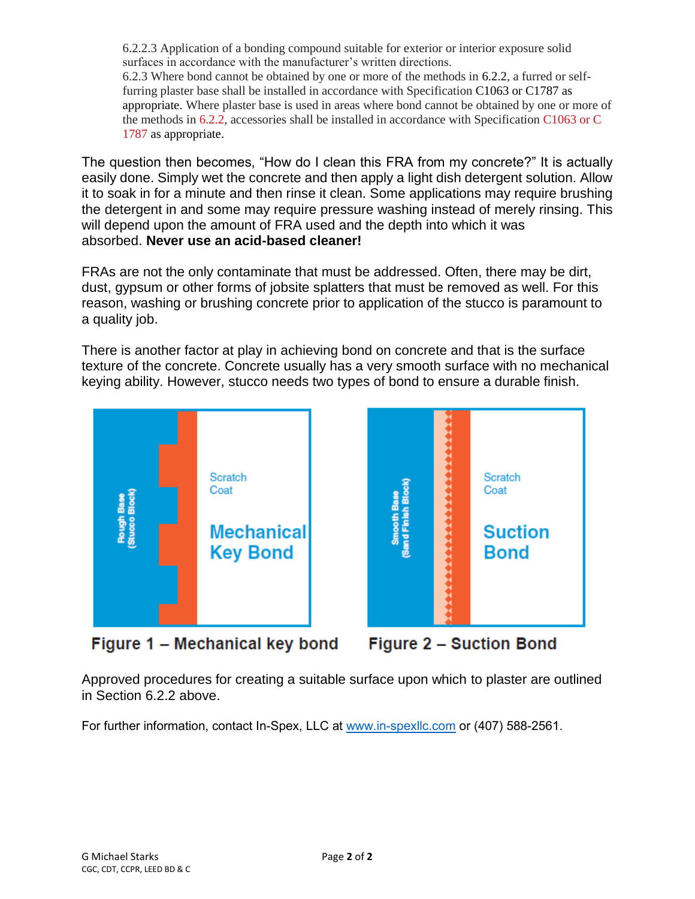6.2.2.3 Application of a bonding compound suitable for exterior or interior exposure solid surfaces in accordance with the manufacturer's written directions.

6.2.3 Where bond cannot be obtained by one or more of the methods in 6.2.2, a furred or self-furring plaster base shall be installed in accordance with Specification C1063 or C1787 as appropriate. Where plaster base is used in areas where bond cannot be obtained by one or more of the methods in 6.2.2, accessories shall be installed in accordance with Specification C1063 or C 1787 as appropriate.

The question then becomes, "How do I clean this FRA from my concrete?" It is actually easily done. Simply wet the concrete and then apply a light dish detergent solution. Allow it to soak in for a minute and then rinse it clean. Some applications may require brushing the detergent in and some may require pressure washing instead of merely rinsing. This will depend upon the amount of FRA used and the depth into which it was absorbed. **Never use an acid-based cleaner!**

FRAs are not the only contaminate that must be addressed. Often, there may be dirt, dust, gypsum or other forms of jobsite splatters that must be removed as well. For this reason, washing or brushing concrete prior to application of the stucco is paramount to a quality job.

There is another factor at play in achieving bond on concrete and that is the surface texture of the concrete. Concrete usually has a very smooth surface with no mechanical keying ability. However, stucco needs two types of bond to ensure a durable finish.

Rough Base (Stucco Block)

Scratch Coat

Mechanical Key Bond

**Figure 1 – Mechanical key bond**

Smooth Base (Sand Finish Block)

Scratch Coat

Suction Bond

**Figure 2 – Suction Bond**

Approved procedures for creating a suitable surface upon which to plaster are outlined in Section 6.2.2 above.

For further information, contact In-Spex, LLC at [www.in-spexllc.com](http://www.in-spexllc.com) or (407) 588-2561.

G Michael Starks
CGC, CDT, CCPR, LEED BD & C